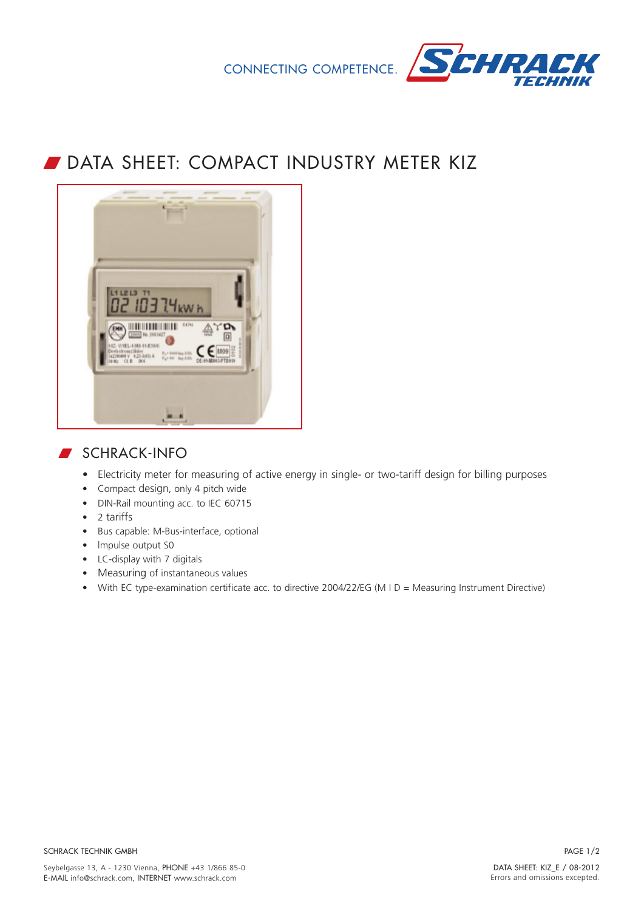CONNECTING COMPETENCE. SCHRACK TECHNIK

# DATA SHEET: COMPACT INDUSTRY METER KIZ

## SCHRACK-INFO

- Electricity meter for measuring of active energy in single- or two-tariff design for billing purposes
- Compact design, only 4 pitch wide
- DIN-Rail mounting acc. to IEC 60715
- 2 tariffs
- Bus capable: M-Bus-interface, optional
- Impulse output S0
- LC-display with 7 digitals
- Measuring of instantaneous values
- With EC type-examination certificate acc. to directive 2004/22/EG (M I D = Measuring Instrument Directive)

SCHRACK TECHNIK GMBH

Seybelgasse 13, A - 1230 Vienna, PHONE +43 1/866 85-0
E-MAIL info@schrack.com, INTERNET www.schrack.com

DATA SHEET: KIZ_E / 08-2012
Errors and omissions excepted.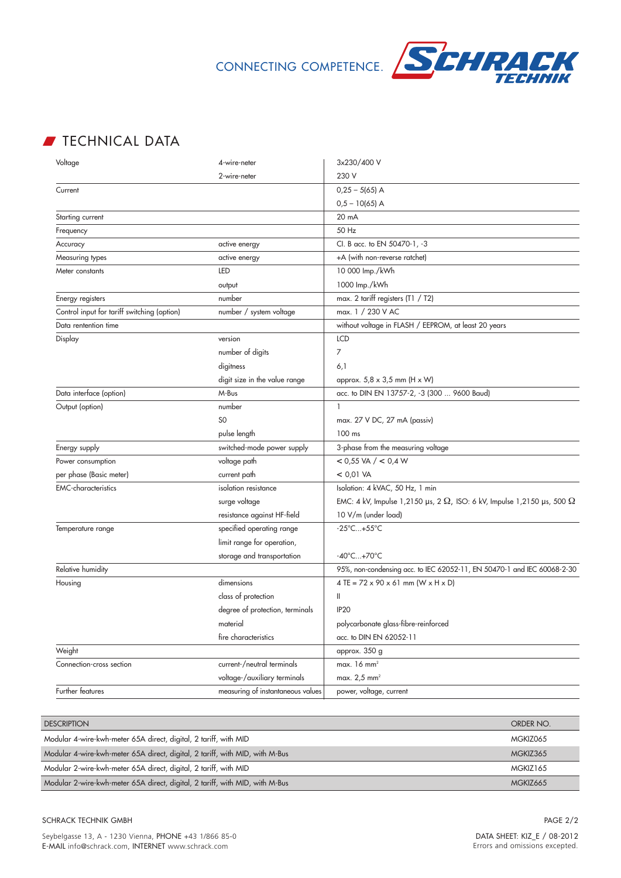## TECHNICAL DATA

| | | |
|---|---|---|
| Voltage | 4-wire-neter | 3x230/400 V |
| | 2-wire-neter | 230 V |
| Current | | 0,25 – 5(65) A |
| | | 0,5 – 10(65) A |
| Starting current | | 20 mA |
| Frequency | | 50 Hz |
| Accuracy | active energy | Cl. B acc. to EN 50470-1, -3 |
| Measuring types | active energy | +A (with non-reverse ratchet) |
| Meter constants | LED | 10 000 Imp./kWh |
| | output | 1000 Imp./kWh |
| Energy registers | number | max. 2 tariff registers (T1 / T2) |
| Control input for tariff switching (option) | number / system voltage | max. 1 / 230 V AC |
| Data rentention time | | without voltage in FLASH / EEPROM, at least 20 years |
| Display | version | LCD |
| | number of digits | 7 |
| | digitness | 6,1 |
| | digit size in the value range | approx. 5,8 x 3,5 mm (H x W) |
| Data interface (option) | M-Bus | acc. to DIN EN 13757-2, -3 (300 ... 9600 Baud) |
| Output (option) | number | 1 |
| | S0 | max. 27 V DC, 27 mA (passiv) |
| | pulse length | 100 ms |
| Energy supply | switched-mode power supply | 3-phase from the measuring voltage |
| Power consumption | voltage path | < 0,55 VA / < 0,4 W |
| per phase (Basic meter) | current path | < 0,01 VA |
| EMC-characteristics | isolation resistance | Isolation: 4 kVAC, 50 Hz, 1 min |
| | surge voltage | EMC: 4 kV, Impulse 1,2150 µs, 2 Ω, ISO: 6 kV, Impulse 1,2150 µs, 500 Ω |
| | resistance against HF-field | 10 V/m (under load) |
| Temperature range | specified operating range | -25°C...+55°C |
| | limit range for operation, | |
| | storage and transportation | -40°C...+70°C |
| Relative humidity | | 95%, non-condensing acc. to IEC 62052-11, EN 50470-1 and IEC 60068-2-30 |
| Housing | dimensions | 4 TE = 72 x 90 x 61 mm (W x H x D) |
| | class of protection | II |
| | degree of protection, terminals | IP20 |
| | material | polycarbonate glass-fibre-reinforced |
| | fire characteristics | acc. to DIN EN 62052-11 |
| Weight | | approx. 350 g |
| Connection-cross section | current-/neutral terminals | max. 16 mm² |
| | voltage-/auxiliary terminals | max. 2,5 mm² |
| Further features | measuring of instantaneous values | power, voltage, current |

| DESCRIPTION | ORDER NO. |
|---|---|
| Modular 4-wire-kwh-meter 65A direct, digital, 2 tariff, with MID | MGKIZ065 |
| Modular 4-wire-kwh-meter 65A direct, digital, 2 tariff, with MID, with M-Bus | MGKIZ365 |
| Modular 2-wire-kwh-meter 65A direct, digital, 2 tariff, with MID | MGKIZ165 |
| Modular 2-wire-kwh-meter 65A direct, digital, 2 tariff, with MID, with M-Bus | MGKIZ665 |

SCHRACK TECHNIK GMBH

Seybelgasse 13, A - 1230 Vienna, PHONE +43 1/866 85-0
E-MAIL info@schrack.com, INTERNET www.schrack.com

DATA SHEET: KIZ_E / 08-2012
Errors and omissions excepted.